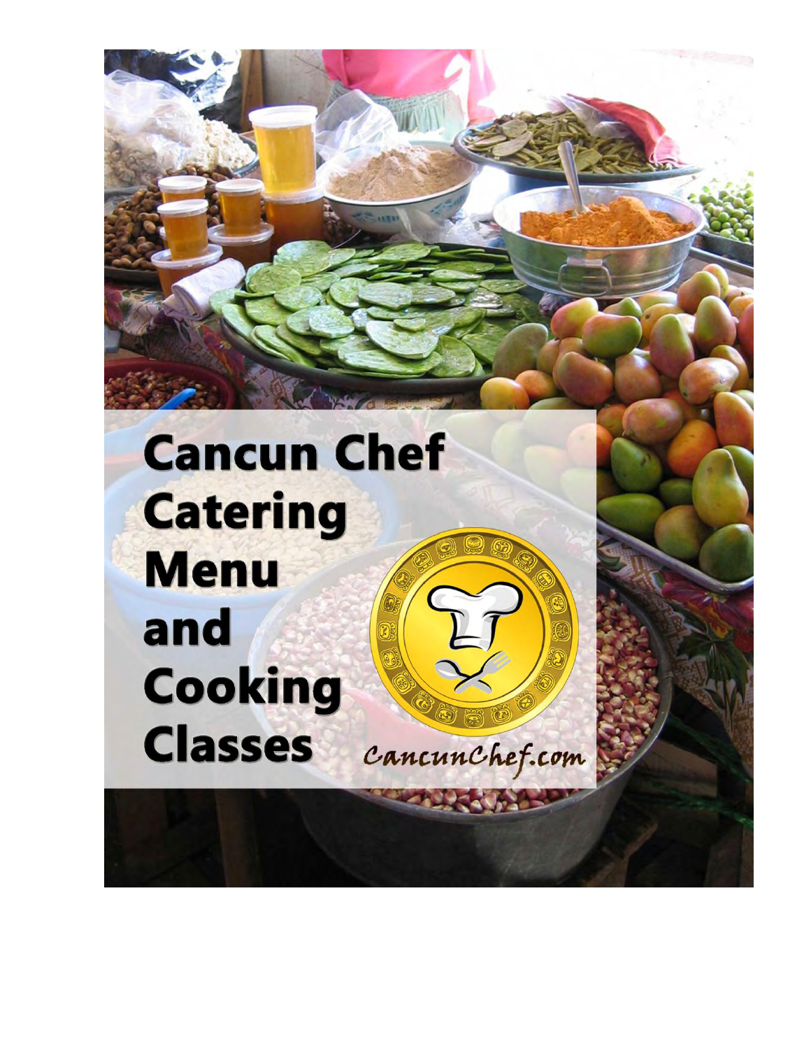# Cancun Chef Catering Menu and Cooking Classes

CancunChef.com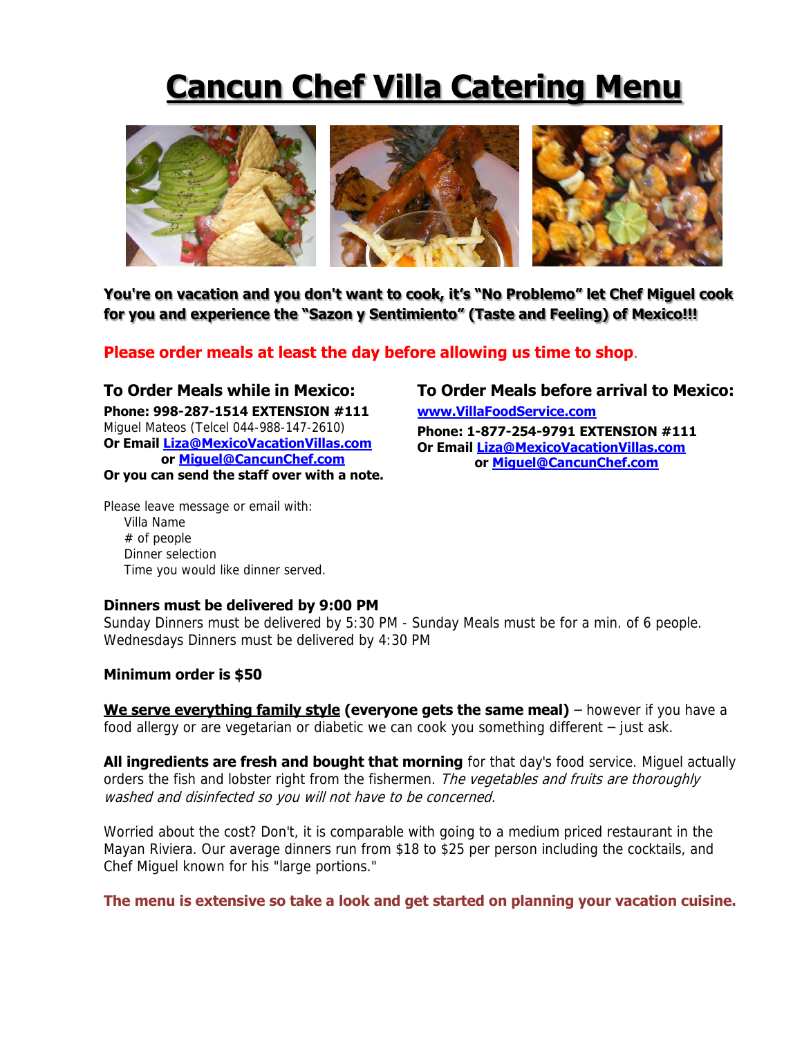# Cancun Chef Villa Catering Menu

**You're on vacation and you don't want to cook, it's "No Problemo" let Chef Miguel cook for you and experience the "Sazon y Sentimiento" (Taste and Feeling) of Mexico!!!**

**Please order meals at least the day before allowing us time to shop.**

## To Order Meals while in Mexico:

**Phone: 998-287-1514 EXTENSION #111**
Miguel Mateos (Telcel 044-988-147-2610)
**Or Email Liza@MexicoVacationVillas.com**
**or Miguel@CancunChef.com**
**Or you can send the staff over with a note.**

## To Order Meals before arrival to Mexico:

**www.VillaFoodService.com**
**Phone: 1-877-254-9791 EXTENSION #111**
**Or Email Liza@MexicoVacationVillas.com**
**or Miguel@CancunChef.com**

Please leave message or email with:

- Villa Name
- # of people
- Dinner selection
- Time you would like dinner served.

**Dinners must be delivered by 9:00 PM**
Sunday Dinners must be delivered by 5:30 PM - Sunday Meals must be for a min. of 6 people.
Wednesdays Dinners must be delivered by 4:30 PM

**Minimum order is $50**

**We serve everything family style (everyone gets the same meal)** – however if you have a food allergy or are vegetarian or diabetic we can cook you something different – just ask.

**All ingredients are fresh and bought that morning** for that day's food service. Miguel actually orders the fish and lobster right from the fishermen. *The vegetables and fruits are thoroughly washed and disinfected so you will not have to be concerned.*

Worried about the cost? Don't, it is comparable with going to a medium priced restaurant in the Mayan Riviera. Our average dinners run from $18 to $25 per person including the cocktails, and Chef Miguel known for his "large portions."

**The menu is extensive so take a look and get started on planning your vacation cuisine.**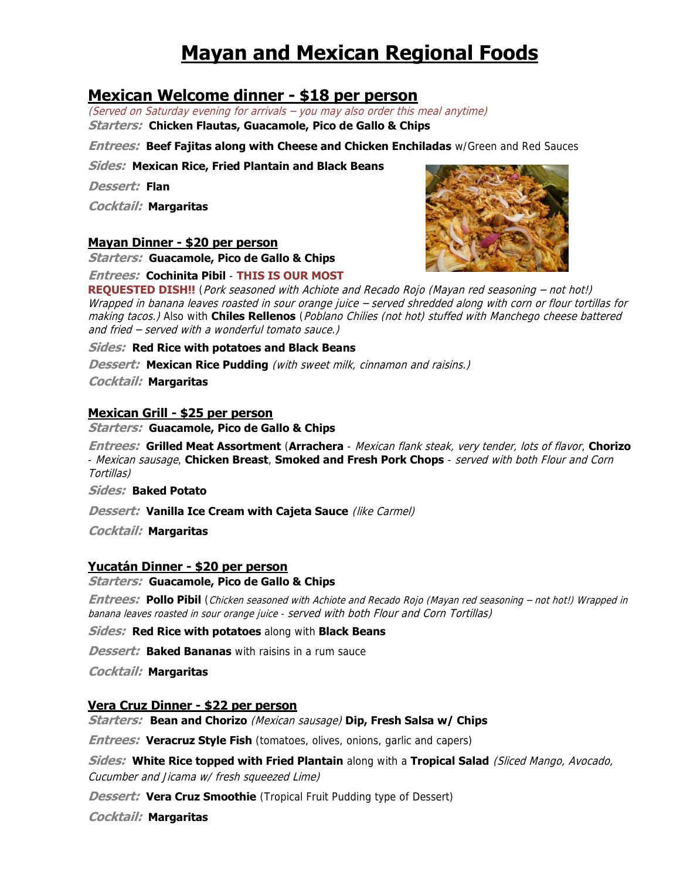# Mayan and Mexican Regional Foods

## Mexican Welcome dinner - $18 per person

*(Served on Saturday evening for arrivals – you may also order this meal anytime)*

***Starters:*** **Chicken Flautas, Guacamole, Pico de Gallo & Chips**

***Entrees:*** **Beef Fajitas along with Cheese and Chicken Enchiladas** w/Green and Red Sauces

***Sides:*** **Mexican Rice, Fried Plantain and Black Beans**

***Dessert:*** **Flan**

***Cocktail:*** **Margaritas**

### Mayan Dinner - $20 per person

***Starters:*** **Guacamole, Pico de Gallo & Chips**

***Entrees:*** **Cochinita Pibil** - **THIS IS OUR MOST REQUESTED DISH!!** (*Pork seasoned with Achiote and Recado Rojo (Mayan red seasoning – not hot!) Wrapped in banana leaves roasted in sour orange juice – served shredded along with corn or flour tortillas for making tacos.)* Also with **Chiles Rellenos** (*Poblano Chilies (not hot) stuffed with Manchego cheese battered and fried – served with a wonderful tomato sauce.)*

***Sides:*** **Red Rice with potatoes and Black Beans**

***Dessert:*** **Mexican Rice Pudding** *(with sweet milk, cinnamon and raisins.)*

***Cocktail:*** **Margaritas**

### Mexican Grill - $25 per person

***Starters:*** **Guacamole, Pico de Gallo & Chips**

***Entrees:*** **Grilled Meat Assortment** (**Arrachera** - *Mexican flank steak, very tender, lots of flavor*, **Chorizo** - *Mexican sausage*, **Chicken Breast**, **Smoked and Fresh Pork Chops** - *served with both Flour and Corn Tortillas)*

***Sides:*** **Baked Potato**

***Dessert:*** **Vanilla Ice Cream with Cajeta Sauce** *(like Carmel)*

***Cocktail:*** **Margaritas**

### Yucatán Dinner - $20 per person

***Starters:*** **Guacamole, Pico de Gallo & Chips**

***Entrees:*** **Pollo Pibil** (*Chicken seasoned with Achiote and Recado Rojo (Mayan red seasoning – not hot!) Wrapped in banana leaves roasted in sour orange juice - served with both Flour and Corn Tortillas)*

***Sides:*** **Red Rice with potatoes** along with **Black Beans**

***Dessert:*** **Baked Bananas** with raisins in a rum sauce

***Cocktail:*** **Margaritas**

### Vera Cruz Dinner - $22 per person

***Starters:*** **Bean and Chorizo** *(Mexican sausage)* **Dip, Fresh Salsa w/ Chips**

***Entrees:*** **Veracruz Style Fish** (tomatoes, olives, onions, garlic and capers)

***Sides:*** **White Rice topped with Fried Plantain** along with a **Tropical Salad** *(Sliced Mango, Avocado, Cucumber and Jicama w/ fresh squeezed Lime)*

***Dessert:*** **Vera Cruz Smoothie** (Tropical Fruit Pudding type of Dessert)

***Cocktail:*** **Margaritas**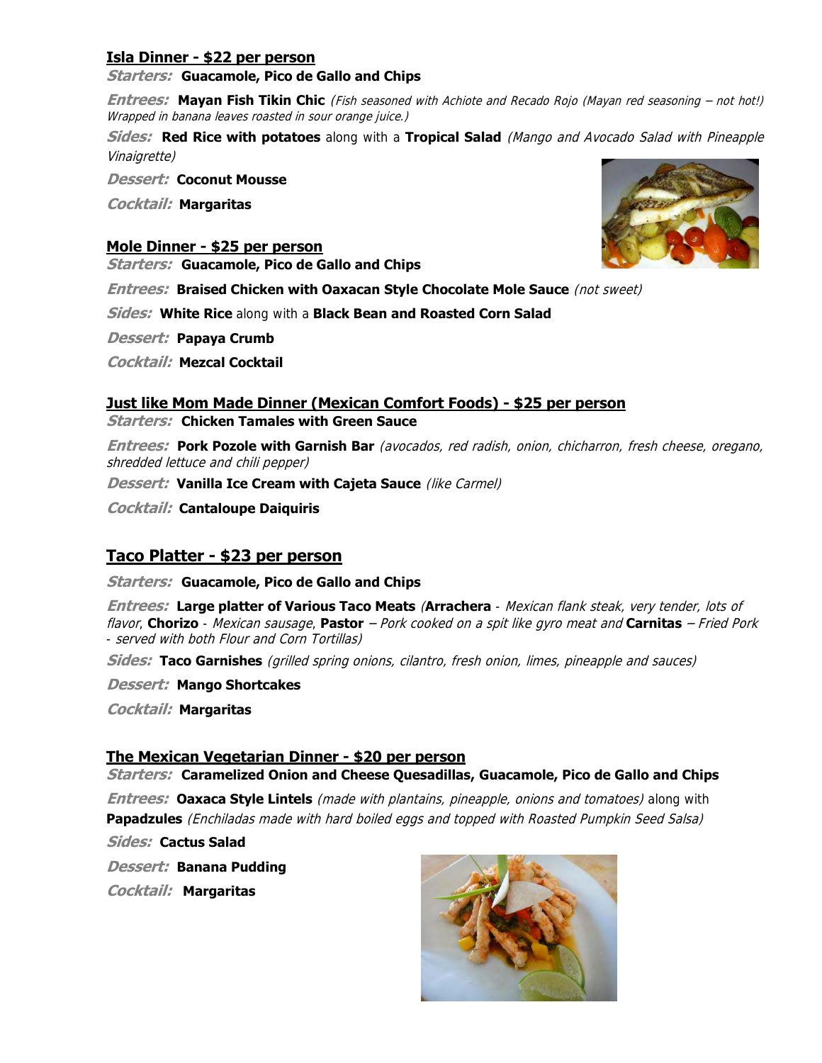## Isla Dinner - $22 per person

***Starters:*** **Guacamole, Pico de Gallo and Chips**

***Entrees:*** **Mayan Fish Tikin Chic** *(Fish seasoned with Achiote and Recado Rojo (Mayan red seasoning – not hot!) Wrapped in banana leaves roasted in sour orange juice.)*

***Sides:*** **Red Rice with potatoes** along with a **Tropical Salad** *(Mango and Avocado Salad with Pineapple Vinaigrette)*

***Dessert:*** **Coconut Mousse**

***Cocktail:*** **Margaritas**

## Mole Dinner - $25 per person

***Starters:*** **Guacamole, Pico de Gallo and Chips**

***Entrees:*** **Braised Chicken with Oaxacan Style Chocolate Mole Sauce** *(not sweet)*

***Sides:*** **White Rice** along with a **Black Bean and Roasted Corn Salad**

***Dessert:*** **Papaya Crumb**

***Cocktail:*** **Mezcal Cocktail**

## Just like Mom Made Dinner (Mexican Comfort Foods) - $25 per person

***Starters:*** **Chicken Tamales with Green Sauce**

***Entrees:*** **Pork Pozole with Garnish Bar** *(avocados, red radish, onion, chicharron, fresh cheese, oregano, shredded lettuce and chili pepper)*

***Dessert:*** **Vanilla Ice Cream with Cajeta Sauce** *(like Carmel)*

***Cocktail:*** **Cantaloupe Daiquiris**

## Taco Platter - $23 per person

***Starters:*** **Guacamole, Pico de Gallo and Chips**

***Entrees:*** **Large platter of Various Taco Meats** (**Arrachera** - *Mexican flank steak, very tender, lots of flavor*, **Chorizo** - *Mexican sausage*, **Pastor** – *Pork cooked on a spit like gyro meat and* **Carnitas** – *Fried Pork - served with both Flour and Corn Tortillas)*

***Sides:*** **Taco Garnishes** *(grilled spring onions, cilantro, fresh onion, limes, pineapple and sauces)*

***Dessert:*** **Mango Shortcakes**

***Cocktail:*** **Margaritas**

## The Mexican Vegetarian Dinner - $20 per person

***Starters:*** **Caramelized Onion and Cheese Quesadillas, Guacamole, Pico de Gallo and Chips**

***Entrees:*** **Oaxaca Style Lintels** *(made with plantains, pineapple, onions and tomatoes)* along with **Papadzules** *(Enchiladas made with hard boiled eggs and topped with Roasted Pumpkin Seed Salsa)*

***Sides:*** **Cactus Salad**

***Dessert:*** **Banana Pudding**

***Cocktail:*** **Margaritas**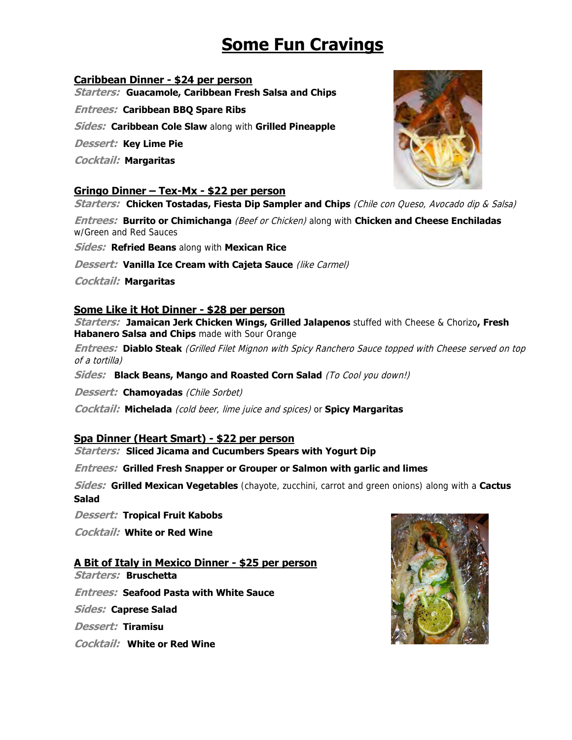# Some Fun Cravings

## Caribbean Dinner - $24 per person

***Starters:*** **Guacamole, Caribbean Fresh Salsa and Chips**

***Entrees:*** **Caribbean BBQ Spare Ribs**

***Sides:*** **Caribbean Cole Slaw** along with **Grilled Pineapple**

***Dessert:*** **Key Lime Pie**

***Cocktail:*** **Margaritas**

## Gringo Dinner – Tex-Mx - $22 per person

***Starters:*** **Chicken Tostadas, Fiesta Dip Sampler and Chips** *(Chile con Queso, Avocado dip & Salsa)*

***Entrees:*** **Burrito or Chimichanga** *(Beef or Chicken)* along with **Chicken and Cheese Enchiladas** w/Green and Red Sauces

***Sides:*** **Refried Beans** along with **Mexican Rice**

***Dessert:*** **Vanilla Ice Cream with Cajeta Sauce** *(like Carmel)*

***Cocktail:*** **Margaritas**

## Some Like it Hot Dinner - $28 per person

***Starters:*** **Jamaican Jerk Chicken Wings, Grilled Jalapenos** stuffed with Cheese & Chorizo**, Fresh Habanero Salsa and Chips** made with Sour Orange

***Entrees:*** **Diablo Steak** *(Grilled Filet Mignon with Spicy Ranchero Sauce topped with Cheese served on top of a tortilla)*

***Sides:*** **Black Beans, Mango and Roasted Corn Salad** *(To Cool you down!)*

***Dessert:*** **Chamoyadas** *(Chile Sorbet)*

***Cocktail:*** **Michelada** *(cold beer, lime juice and spices)* or **Spicy Margaritas**

## Spa Dinner (Heart Smart) - $22 per person

***Starters:*** **Sliced Jicama and Cucumbers Spears with Yogurt Dip**

***Entrees:*** **Grilled Fresh Snapper or Grouper or Salmon with garlic and limes**

***Sides:*** **Grilled Mexican Vegetables** (chayote, zucchini, carrot and green onions) along with a **Cactus Salad**

***Dessert:*** **Tropical Fruit Kabobs**

***Cocktail:*** **White or Red Wine**

## A Bit of Italy in Mexico Dinner - $25 per person

***Starters:*** **Bruschetta**

***Entrees:*** **Seafood Pasta with White Sauce**

***Sides:*** **Caprese Salad**

***Dessert:*** **Tiramisu**

***Cocktail:*** **White or Red Wine**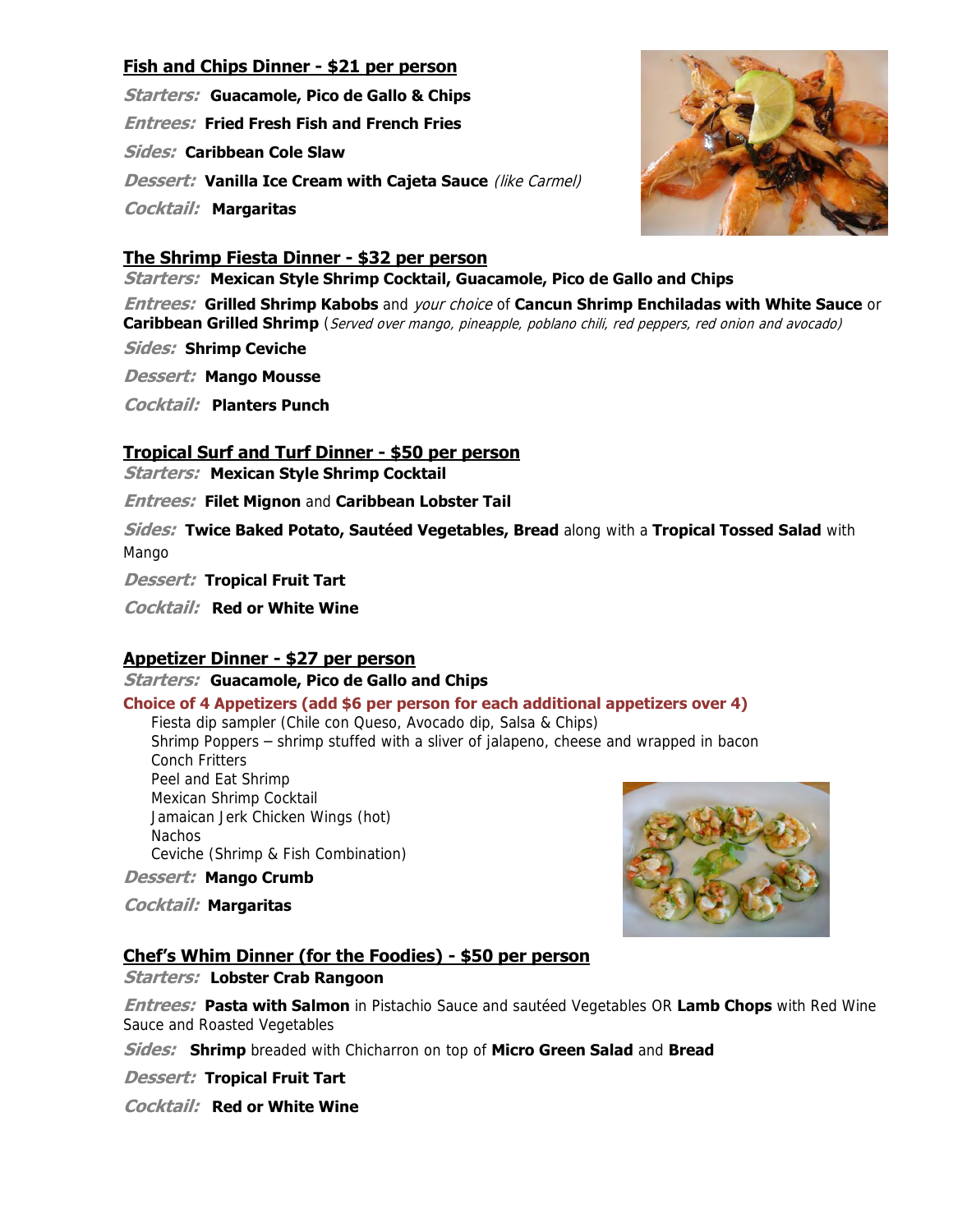## Fish and Chips Dinner - $21 per person

***Starters:*** **Guacamole, Pico de Gallo & Chips**

***Entrees:*** **Fried Fresh Fish and French Fries**

***Sides:*** **Caribbean Cole Slaw**

***Dessert:*** **Vanilla Ice Cream with Cajeta Sauce** *(like Carmel)*

***Cocktail:*** **Margaritas**

## The Shrimp Fiesta Dinner - $32 per person

***Starters:*** **Mexican Style Shrimp Cocktail, Guacamole, Pico de Gallo and Chips**

***Entrees:*** **Grilled Shrimp Kabobs** and *your choice* of **Cancun Shrimp Enchiladas with White Sauce** or **Caribbean Grilled Shrimp** (*Served over mango, pineapple, poblano chili, red peppers, red onion and avocado)*

***Sides:*** **Shrimp Ceviche**

***Dessert:*** **Mango Mousse**

***Cocktail:*** **Planters Punch**

## Tropical Surf and Turf Dinner - $50 per person

***Starters:*** **Mexican Style Shrimp Cocktail**

***Entrees:*** **Filet Mignon** and **Caribbean Lobster Tail**

***Sides:*** **Twice Baked Potato, Sautéed Vegetables, Bread** along with a **Tropical Tossed Salad** with Mango

***Dessert:*** **Tropical Fruit Tart**

***Cocktail:*** **Red or White Wine**

## Appetizer Dinner - $27 per person

***Starters:*** **Guacamole, Pico de Gallo and Chips**

**Choice of 4 Appetizers (add $6 per person for each additional appetizers over 4)**

Fiesta dip sampler (Chile con Queso, Avocado dip, Salsa & Chips)
Shrimp Poppers – shrimp stuffed with a sliver of jalapeno, cheese and wrapped in bacon
Conch Fritters
Peel and Eat Shrimp
Mexican Shrimp Cocktail
Jamaican Jerk Chicken Wings (hot)
Nachos
Ceviche (Shrimp & Fish Combination)

***Dessert:*** **Mango Crumb**

***Cocktail:*** **Margaritas**

## Chef's Whim Dinner (for the Foodies) - $50 per person

***Starters:*** **Lobster Crab Rangoon**

***Entrees:*** **Pasta with Salmon** in Pistachio Sauce and sautéed Vegetables OR **Lamb Chops** with Red Wine Sauce and Roasted Vegetables

***Sides:*** **Shrimp** breaded with Chicharron on top of **Micro Green Salad** and **Bread**

***Dessert:*** **Tropical Fruit Tart**

***Cocktail:*** **Red or White Wine**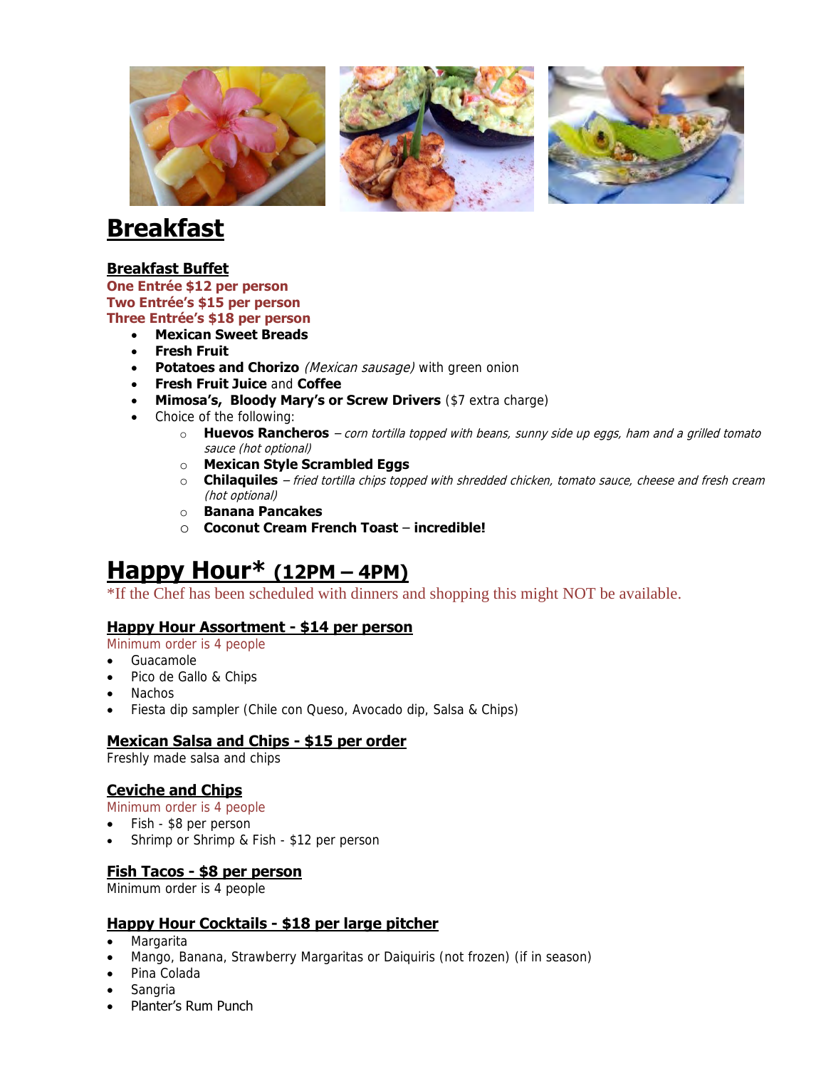# Breakfast

**Breakfast Buffet**

**One Entrée $12 per person**
**Two Entrée's $15 per person**
**Three Entrée's $18 per person**

- **Mexican Sweet Breads**
- **Fresh Fruit**
- **Potatoes and Chorizo** *(Mexican sausage)* with green onion
- **Fresh Fruit Juice** and **Coffee**
- **Mimosa's, Bloody Mary's or Screw Drivers** ($7 extra charge)
- Choice of the following:
  - **Huevos Rancheros** – *corn tortilla topped with beans, sunny side up eggs, ham and a grilled tomato sauce (hot optional)*
  - **Mexican Style Scrambled Eggs**
  - **Chilaquiles** – *fried tortilla chips topped with shredded chicken, tomato sauce, cheese and fresh cream (hot optional)*
  - **Banana Pancakes**
  - **Coconut Cream French Toast** – **incredible!**

# Happy Hour* (12PM – 4PM)

*If the Chef has been scheduled with dinners and shopping this might NOT be available.

**Happy Hour Assortment - $14 per person**

Minimum order is 4 people

- Guacamole
- Pico de Gallo & Chips
- Nachos
- Fiesta dip sampler (Chile con Queso, Avocado dip, Salsa & Chips)

**Mexican Salsa and Chips - $15 per order**

Freshly made salsa and chips

**Ceviche and Chips**

Minimum order is 4 people

- Fish - $8 per person
- Shrimp or Shrimp & Fish - $12 per person

**Fish Tacos - $8 per person**

Minimum order is 4 people

**Happy Hour Cocktails - $18 per large pitcher**

- Margarita
- Mango, Banana, Strawberry Margaritas or Daiquiris (not frozen) (if in season)
- Pina Colada
- Sangria
- Planter's Rum Punch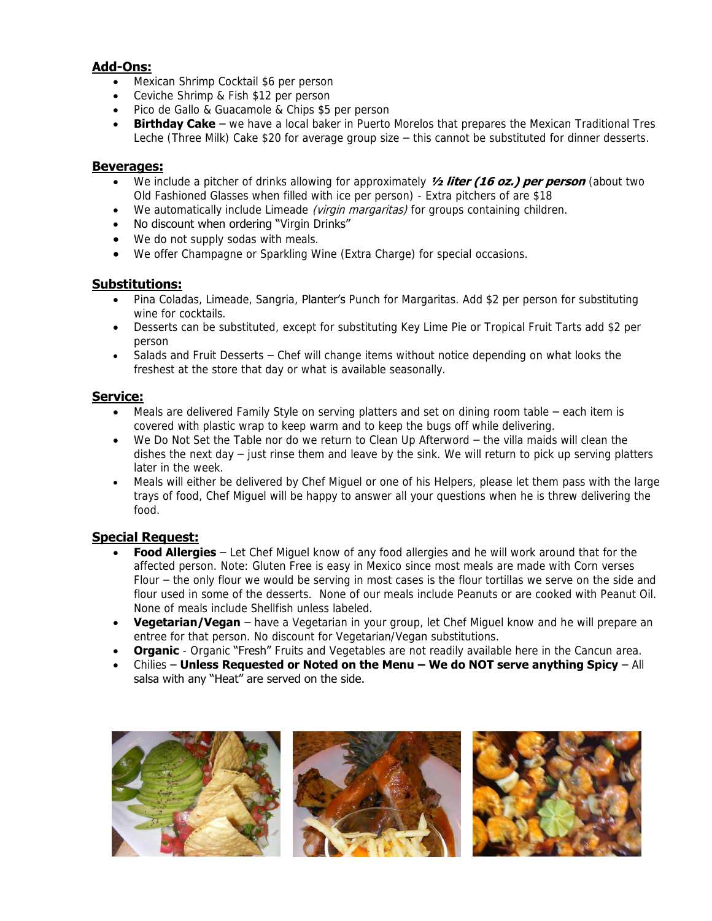## Add-Ons:

- Mexican Shrimp Cocktail $6 per person
- Ceviche Shrimp & Fish $12 per person
- Pico de Gallo & Guacamole & Chips $5 per person
- **Birthday Cake** – we have a local baker in Puerto Morelos that prepares the Mexican Traditional Tres Leche (Three Milk) Cake $20 for average group size – this cannot be substituted for dinner desserts.

## Beverages:

- We include a pitcher of drinks allowing for approximately ***½ liter (16 oz.) per person*** (about two Old Fashioned Glasses when filled with ice per person) - Extra pitchers of are $18
- We automatically include Limeade *(virgin margaritas)* for groups containing children.
- No discount when ordering "Virgin Drinks"
- We do not supply sodas with meals.
- We offer Champagne or Sparkling Wine (Extra Charge) for special occasions.

## Substitutions:

- Pina Coladas, Limeade, Sangria, Planter's Punch for Margaritas. Add $2 per person for substituting wine for cocktails.
- Desserts can be substituted, except for substituting Key Lime Pie or Tropical Fruit Tarts add $2 per person
- Salads and Fruit Desserts – Chef will change items without notice depending on what looks the freshest at the store that day or what is available seasonally.

## Service:

- Meals are delivered Family Style on serving platters and set on dining room table – each item is covered with plastic wrap to keep warm and to keep the bugs off while delivering.
- We Do Not Set the Table nor do we return to Clean Up Afterword – the villa maids will clean the dishes the next day – just rinse them and leave by the sink. We will return to pick up serving platters later in the week.
- Meals will either be delivered by Chef Miguel or one of his Helpers, please let them pass with the large trays of food, Chef Miguel will be happy to answer all your questions when he is threw delivering the food.

## Special Request:

- **Food Allergies** – Let Chef Miguel know of any food allergies and he will work around that for the affected person. Note: Gluten Free is easy in Mexico since most meals are made with Corn verses Flour – the only flour we would be serving in most cases is the flour tortillas we serve on the side and flour used in some of the desserts. None of our meals include Peanuts or are cooked with Peanut Oil. None of meals include Shellfish unless labeled.
- **Vegetarian/Vegan** – have a Vegetarian in your group, let Chef Miguel know and he will prepare an entree for that person. No discount for Vegetarian/Vegan substitutions.
- **Organic** - Organic "Fresh" Fruits and Vegetables are not readily available here in the Cancun area.
- Chilies – **Unless Requested or Noted on the Menu – We do NOT serve anything Spicy** – All salsa with any "Heat" are served on the side.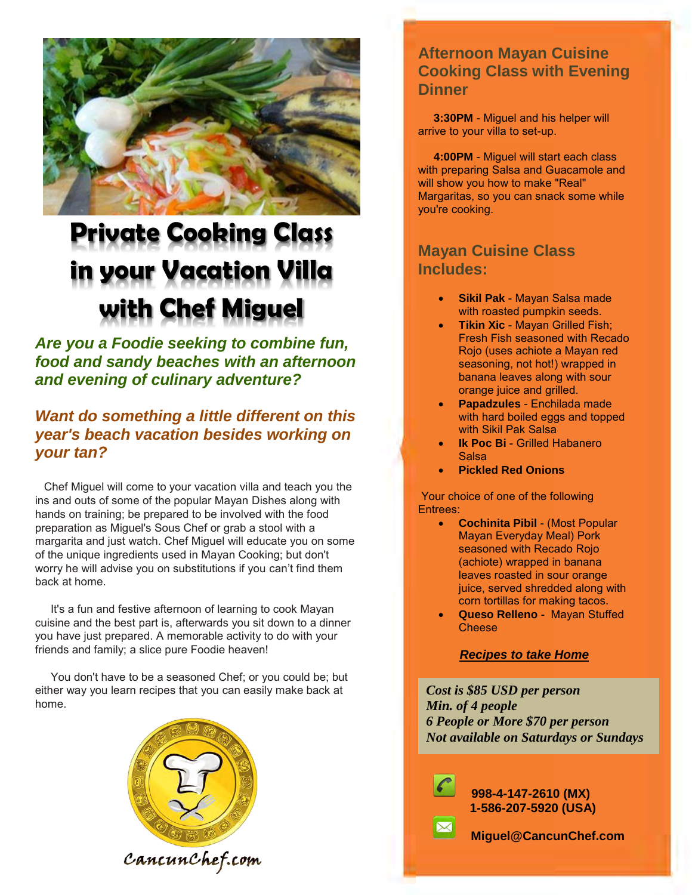# Private Cooking Class in your Vacation Villa with Chef Miguel

***Are you a Foodie seeking to combine fun, food and sandy beaches with an afternoon and evening of culinary adventure?***

***Want do something a little different on this year's beach vacation besides working on your tan?***

Chef Miguel will come to your vacation villa and teach you the ins and outs of some of the popular Mayan Dishes along with hands on training; be prepared to be involved with the food preparation as Miguel's Sous Chef or grab a stool with a margarita and just watch. Chef Miguel will educate you on some of the unique ingredients used in Mayan Cooking; but don't worry he will advise you on substitutions if you can't find them back at home.

It's a fun and festive afternoon of learning to cook Mayan cuisine and the best part is, afterwards you sit down to a dinner you have just prepared. A memorable activity to do with your friends and family; a slice pure Foodie heaven!

You don't have to be a seasoned Chef; or you could be; but either way you learn recipes that you can easily make back at home.

CancunChef.com

## Afternoon Mayan Cuisine Cooking Class with Evening Dinner

**3:30PM** - Miguel and his helper will arrive to your villa to set-up.

**4:00PM** - Miguel will start each class with preparing Salsa and Guacamole and will show you how to make "Real" Margaritas, so you can snack some while you're cooking.

## Mayan Cuisine Class Includes:

- **Sikil Pak** - Mayan Salsa made with roasted pumpkin seeds.
- **Tikin Xic** - Mayan Grilled Fish; Fresh Fish seasoned with Recado Rojo (uses achiote a Mayan red seasoning, not hot!) wrapped in banana leaves along with sour orange juice and grilled.
- **Papadzules** - Enchilada made with hard boiled eggs and topped with Sikil Pak Salsa
- **Ik Poc Bi** - Grilled Habanero Salsa
- **Pickled Red Onions**

Your choice of one of the following Entrees:

- **Cochinita Pibil** - (Most Popular Mayan Everyday Meal) Pork seasoned with Recado Rojo (achiote) wrapped in banana leaves roasted in sour orange juice, served shredded along with corn tortillas for making tacos.
- **Queso Relleno** - Mayan Stuffed Cheese

***Recipes to take Home***

***Cost is $85 USD per person***
***Min. of 4 people***
***6 People or More $70 per person***
***Not available on Saturdays or Sundays***

**998-4-147-2610 (MX)**
**1-586-207-5920 (USA)**

**Miguel@CancunChef.com**